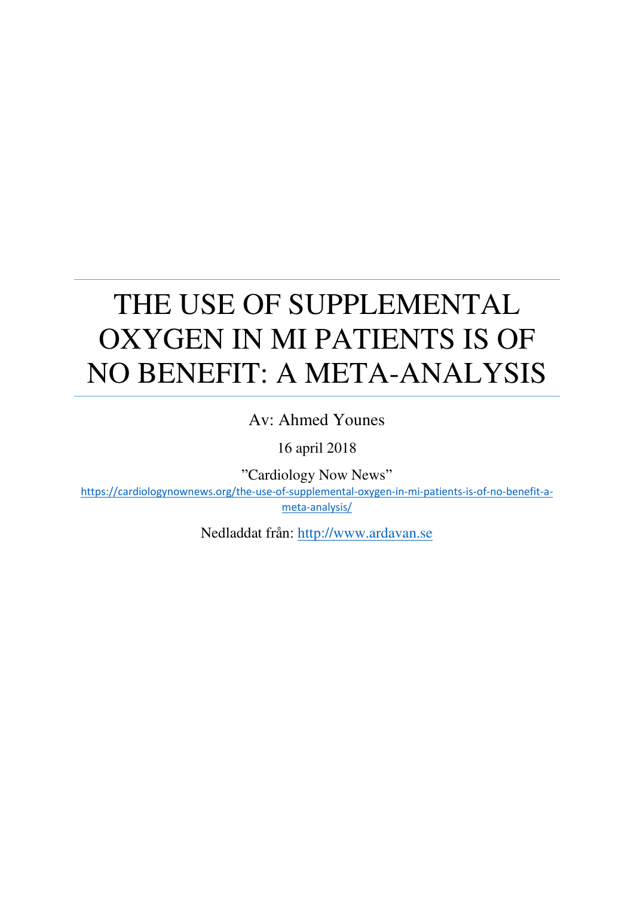# THE USE OF SUPPLEMENTAL OXYGEN IN MI PATIENTS IS OF NO BENEFIT: A META-ANALYSIS

Av: Ahmed Younes

16 april 2018

”Cardiology Now News”

https://cardiologynownews.org/the-use-of-supplemental-oxygen-in-mi-patients-is-of-no-benefit-a-meta-analysis/

Nedladdat från: http://www.ardavan.se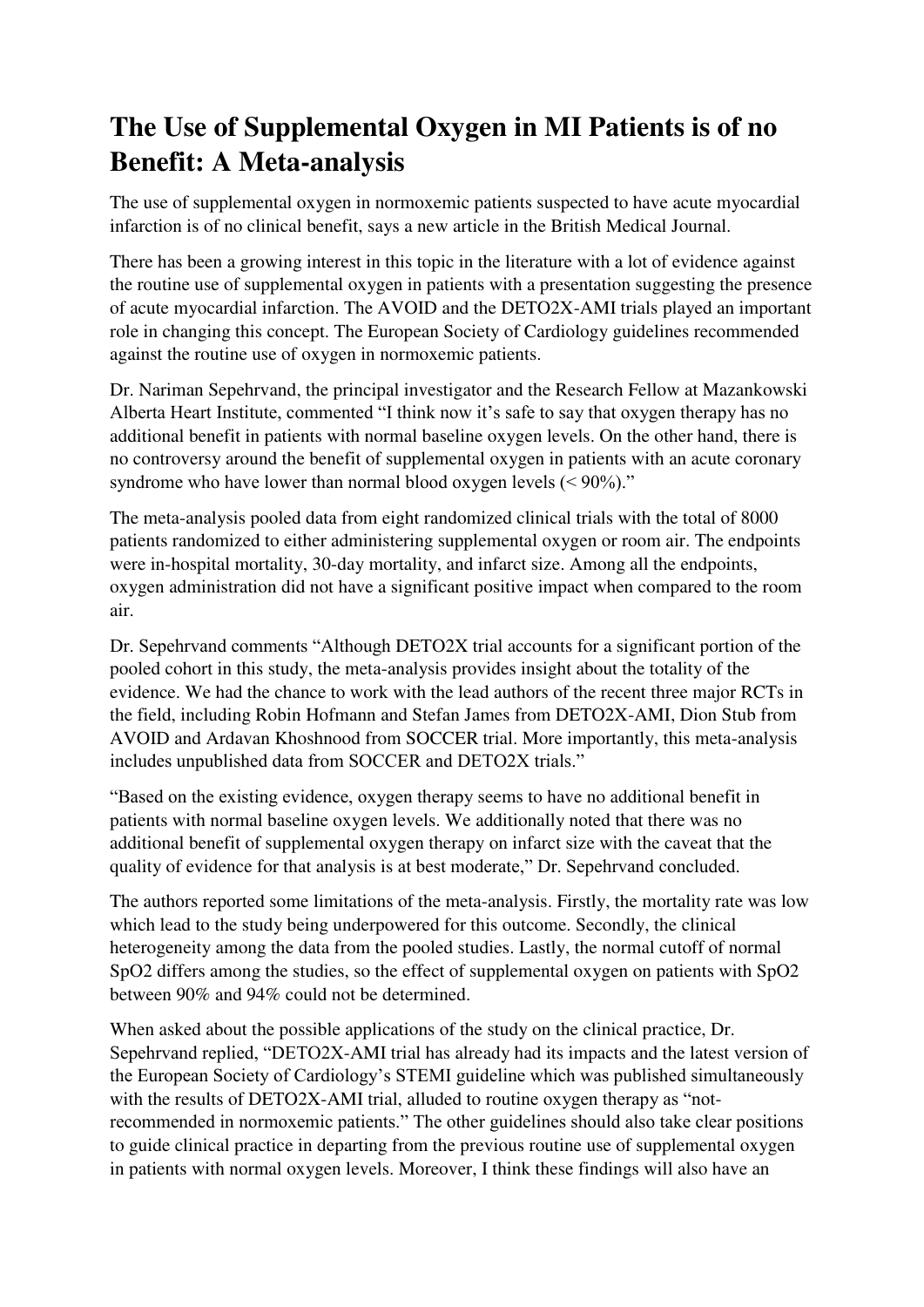# The Use of Supplemental Oxygen in MI Patients is of no Benefit: A Meta-analysis

The use of supplemental oxygen in normoxemic patients suspected to have acute myocardial infarction is of no clinical benefit, says a new article in the British Medical Journal.

There has been a growing interest in this topic in the literature with a lot of evidence against the routine use of supplemental oxygen in patients with a presentation suggesting the presence of acute myocardial infarction. The AVOID and the DETO2X-AMI trials played an important role in changing this concept. The European Society of Cardiology guidelines recommended against the routine use of oxygen in normoxemic patients.

Dr. Nariman Sepehrvand, the principal investigator and the Research Fellow at Mazankowski Alberta Heart Institute, commented "I think now it's safe to say that oxygen therapy has no additional benefit in patients with normal baseline oxygen levels. On the other hand, there is no controversy around the benefit of supplemental oxygen in patients with an acute coronary syndrome who have lower than normal blood oxygen levels (< 90%)."

The meta-analysis pooled data from eight randomized clinical trials with the total of 8000 patients randomized to either administering supplemental oxygen or room air. The endpoints were in-hospital mortality, 30-day mortality, and infarct size. Among all the endpoints, oxygen administration did not have a significant positive impact when compared to the room air.

Dr. Sepehrvand comments "Although DETO2X trial accounts for a significant portion of the pooled cohort in this study, the meta-analysis provides insight about the totality of the evidence. We had the chance to work with the lead authors of the recent three major RCTs in the field, including Robin Hofmann and Stefan James from DETO2X-AMI, Dion Stub from AVOID and Ardavan Khoshnood from SOCCER trial. More importantly, this meta-analysis includes unpublished data from SOCCER and DETO2X trials."

"Based on the existing evidence, oxygen therapy seems to have no additional benefit in patients with normal baseline oxygen levels. We additionally noted that there was no additional benefit of supplemental oxygen therapy on infarct size with the caveat that the quality of evidence for that analysis is at best moderate," Dr. Sepehrvand concluded.

The authors reported some limitations of the meta-analysis. Firstly, the mortality rate was low which lead to the study being underpowered for this outcome. Secondly, the clinical heterogeneity among the data from the pooled studies. Lastly, the normal cutoff of normal SpO2 differs among the studies, so the effect of supplemental oxygen on patients with SpO2 between 90% and 94% could not be determined.

When asked about the possible applications of the study on the clinical practice, Dr. Sepehrvand replied, "DETO2X-AMI trial has already had its impacts and the latest version of the European Society of Cardiology's STEMI guideline which was published simultaneously with the results of DETO2X-AMI trial, alluded to routine oxygen therapy as "not-recommended in normoxemic patients." The other guidelines should also take clear positions to guide clinical practice in departing from the previous routine use of supplemental oxygen in patients with normal oxygen levels. Moreover, I think these findings will also have an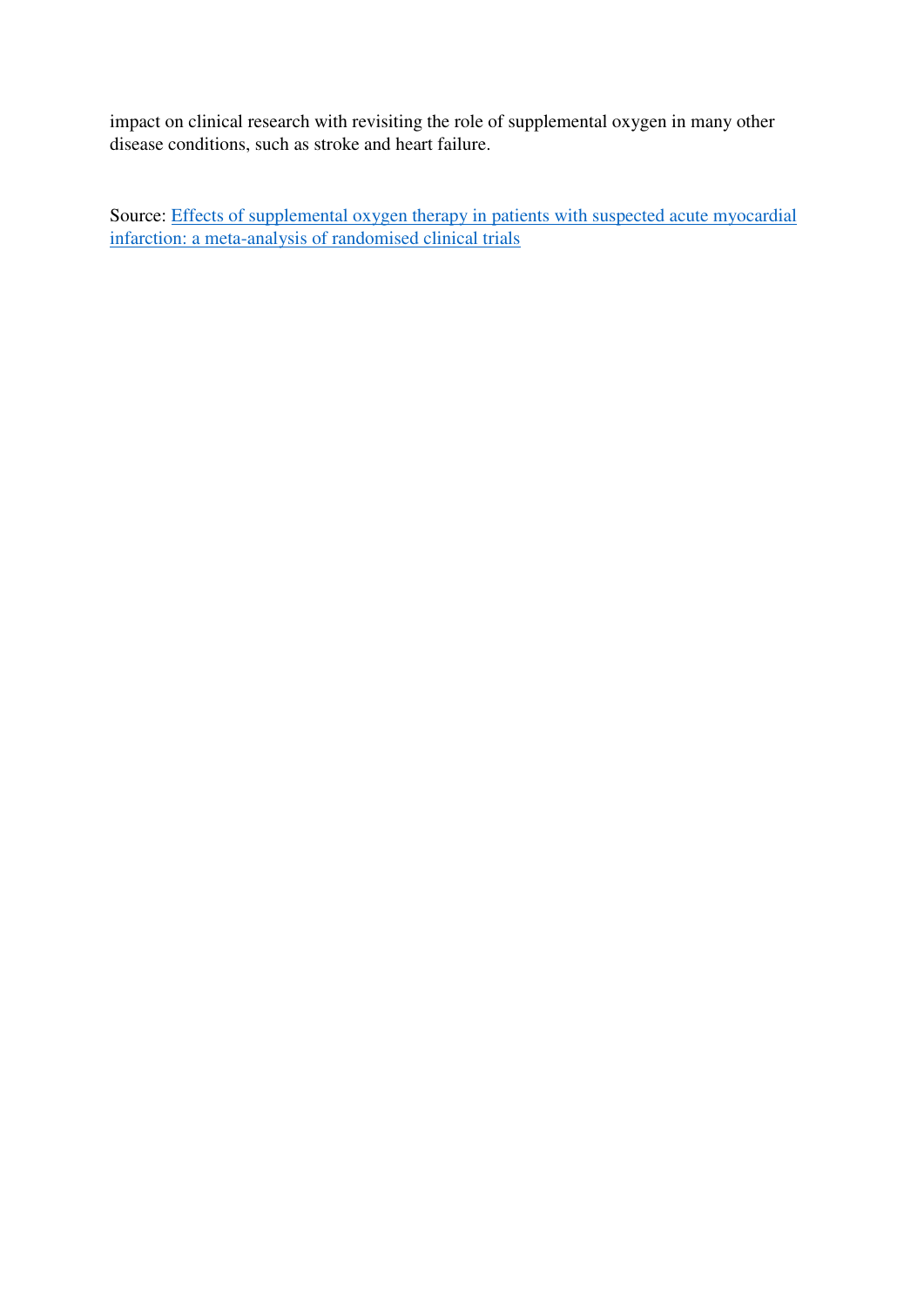impact on clinical research with revisiting the role of supplemental oxygen in many other disease conditions, such as stroke and heart failure.

Source: [Effects of supplemental oxygen therapy in patients with suspected acute myocardial infarction: a meta-analysis of randomised clinical trials]()